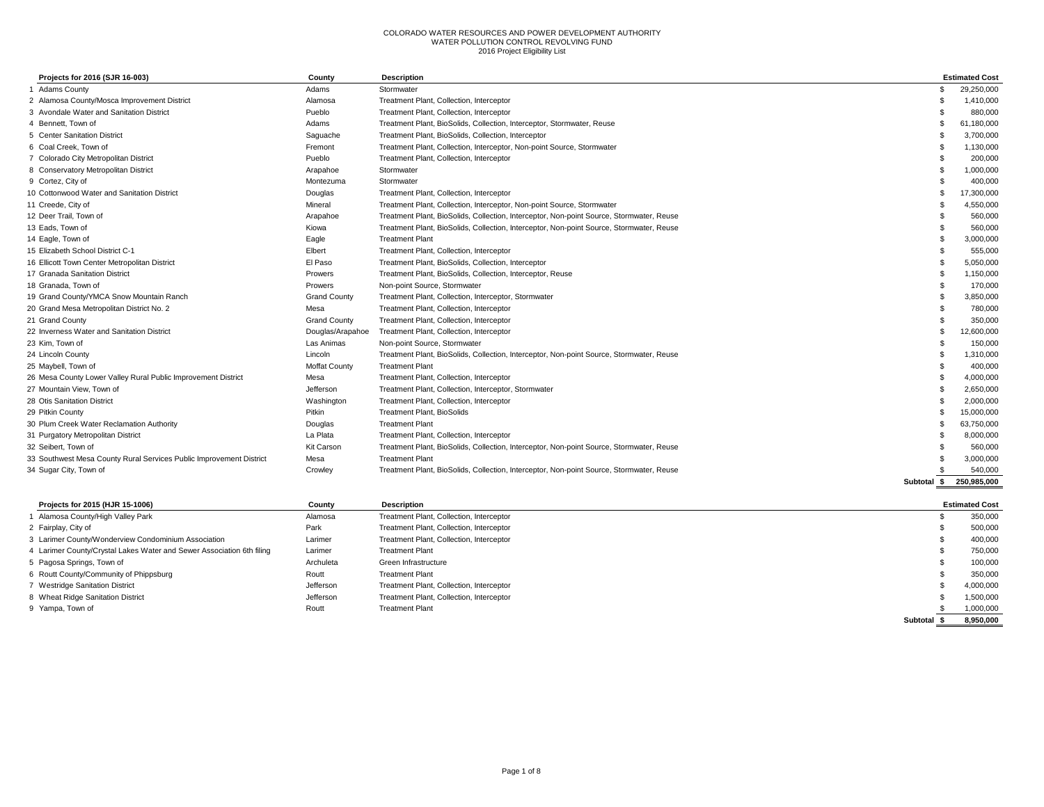COLORADO WATER RESOURCES AND POWER DEVELOPMENT AUTHORITY
WATER POLLUTION CONTROL REVOLVING FUND
2016 Project Eligibility List

| | Projects for 2016 (SJR 16-003) | County | Description | Estimated Cost |
|---|---|---|---|---|
| 1 | Adams County | Adams | Stormwater | $ 29,250,000 |
| 2 | Alamosa County/Mosca Improvement District | Alamosa | Treatment Plant, Collection, Interceptor | $ 1,410,000 |
| 3 | Avondale Water and Sanitation District | Pueblo | Treatment Plant, Collection, Interceptor | $ 880,000 |
| 4 | Bennett, Town of | Adams | Treatment Plant, BioSolids, Collection, Interceptor, Stormwater, Reuse | $ 61,180,000 |
| 5 | Center Sanitation District | Saguache | Treatment Plant, BioSolids, Collection, Interceptor | $ 3,700,000 |
| 6 | Coal Creek, Town of | Fremont | Treatment Plant, Collection, Interceptor, Non-point Source, Stormwater | $ 1,130,000 |
| 7 | Colorado City Metropolitan District | Pueblo | Treatment Plant, Collection, Interceptor | $ 200,000 |
| 8 | Conservatory Metropolitan District | Arapahoe | Stormwater | $ 1,000,000 |
| 9 | Cortez, City of | Montezuma | Stormwater | $ 400,000 |
| 10 | Cottonwood Water and Sanitation District | Douglas | Treatment Plant, Collection, Interceptor | $ 17,300,000 |
| 11 | Creede, City of | Mineral | Treatment Plant, Collection, Interceptor, Non-point Source, Stormwater | $ 4,550,000 |
| 12 | Deer Trail, Town of | Arapahoe | Treatment Plant, BioSolids, Collection, Interceptor, Non-point Source, Stormwater, Reuse | $ 560,000 |
| 13 | Eads, Town of | Kiowa | Treatment Plant, BioSolids, Collection, Interceptor, Non-point Source, Stormwater, Reuse | $ 560,000 |
| 14 | Eagle, Town of | Eagle | Treatment Plant | $ 3,000,000 |
| 15 | Elizabeth School District C-1 | Elbert | Treatment Plant, Collection, Interceptor | $ 555,000 |
| 16 | Ellicott Town Center Metropolitan District | El Paso | Treatment Plant, BioSolids, Collection, Interceptor | $ 5,050,000 |
| 17 | Granada Sanitation District | Prowers | Treatment Plant, BioSolids, Collection, Interceptor, Reuse | $ 1,150,000 |
| 18 | Granada, Town of | Prowers | Non-point Source, Stormwater | $ 170,000 |
| 19 | Grand County/YMCA Snow Mountain Ranch | Grand County | Treatment Plant, Collection, Interceptor, Stormwater | $ 3,850,000 |
| 20 | Grand Mesa Metropolitan District No. 2 | Mesa | Treatment Plant, Collection, Interceptor | $ 780,000 |
| 21 | Grand County | Grand County | Treatment Plant, Collection, Interceptor | $ 350,000 |
| 22 | Inverness Water and Sanitation District | Douglas/Arapahoe | Treatment Plant, Collection, Interceptor | $ 12,600,000 |
| 23 | Kim, Town of | Las Animas | Non-point Source, Stormwater | $ 150,000 |
| 24 | Lincoln County | Lincoln | Treatment Plant, BioSolids, Collection, Interceptor, Non-point Source, Stormwater, Reuse | $ 1,310,000 |
| 25 | Maybell, Town of | Moffat County | Treatment Plant | $ 400,000 |
| 26 | Mesa County Lower Valley Rural Public Improvement District | Mesa | Treatment Plant, Collection, Interceptor | $ 4,000,000 |
| 27 | Mountain View, Town of | Jefferson | Treatment Plant, Collection, Interceptor, Stormwater | $ 2,650,000 |
| 28 | Otis Sanitation District | Washington | Treatment Plant, Collection, Interceptor | $ 2,000,000 |
| 29 | Pitkin County | Pitkin | Treatment Plant, BioSolids | $ 15,000,000 |
| 30 | Plum Creek Water Reclamation Authority | Douglas | Treatment Plant | $ 63,750,000 |
| 31 | Purgatory Metropolitan District | La Plata | Treatment Plant, Collection, Interceptor | $ 8,000,000 |
| 32 | Seibert, Town of | Kit Carson | Treatment Plant, BioSolids, Collection, Interceptor, Non-point Source, Stormwater, Reuse | $ 560,000 |
| 33 | Southwest Mesa County Rural Services Public Improvement District | Mesa | Treatment Plant | $ 3,000,000 |
| 34 | Sugar City, Town of | Crowley | Treatment Plant, BioSolids, Collection, Interceptor, Non-point Source, Stormwater, Reuse | $ 540,000 |
| | | | **Subtotal** | **$ 250,985,000** |

| | Projects for 2015 (HJR 15-1006) | County | Description | Estimated Cost |
|---|---|---|---|---|
| 1 | Alamosa County/High Valley Park | Alamosa | Treatment Plant, Collection, Interceptor | $ 350,000 |
| 2 | Fairplay, City of | Park | Treatment Plant, Collection, Interceptor | $ 500,000 |
| 3 | Larimer County/Wonderview Condominium Association | Larimer | Treatment Plant, Collection, Interceptor | $ 400,000 |
| 4 | Larimer County/Crystal Lakes Water and Sewer Association 6th filing | Larimer | Treatment Plant | $ 750,000 |
| 5 | Pagosa Springs, Town of | Archuleta | Green Infrastructure | $ 100,000 |
| 6 | Routt County/Community of Phippsburg | Routt | Treatment Plant | $ 350,000 |
| 7 | Westridge Sanitation District | Jefferson | Treatment Plant, Collection, Interceptor | $ 4,000,000 |
| 8 | Wheat Ridge Sanitation District | Jefferson | Treatment Plant, Collection, Interceptor | $ 1,500,000 |
| 9 | Yampa, Town of | Routt | Treatment Plant | $ 1,000,000 |
| | | | **Subtotal** | **$ 8,950,000** |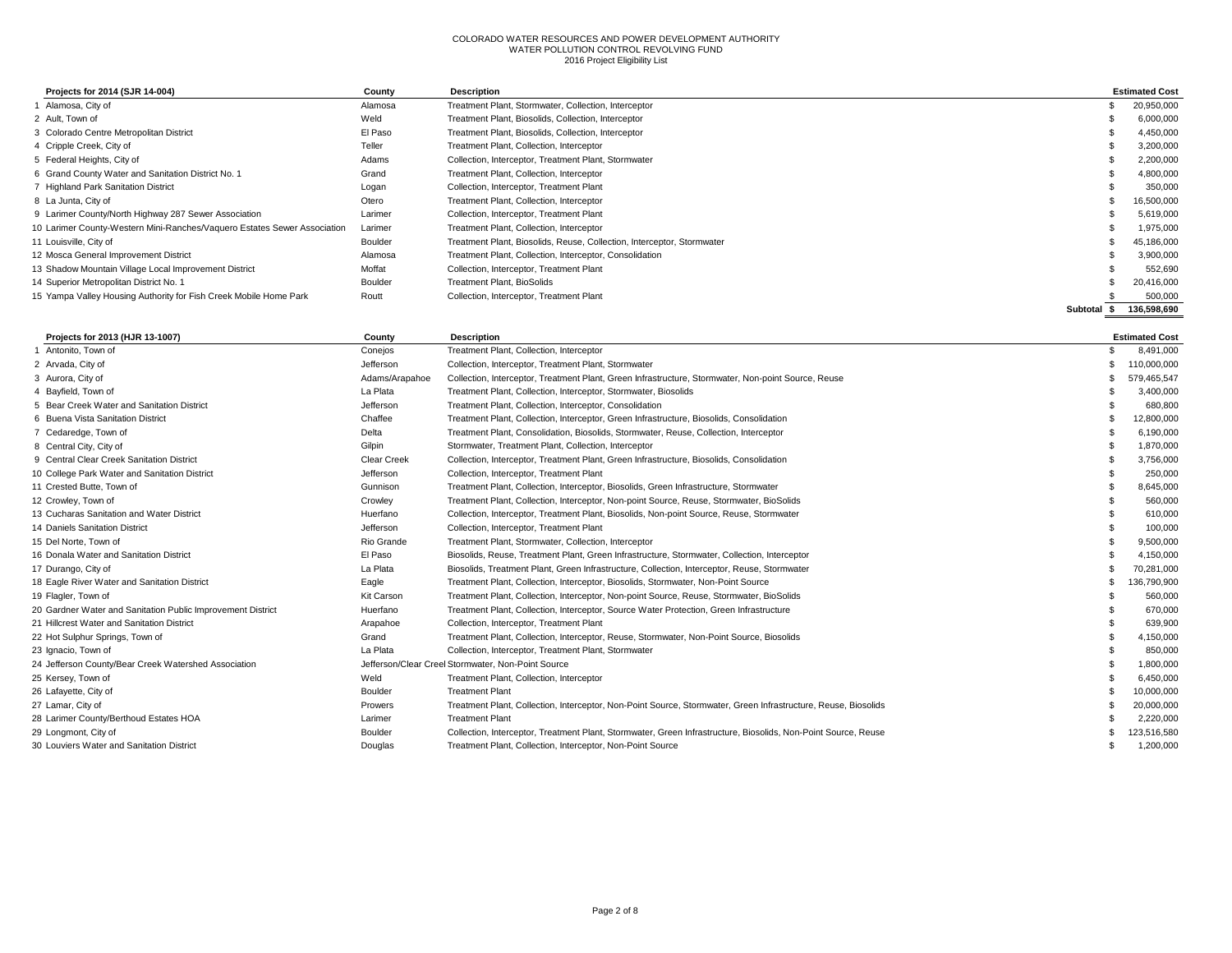COLORADO WATER RESOURCES AND POWER DEVELOPMENT AUTHORITY
WATER POLLUTION CONTROL REVOLVING FUND
2016 Project Eligibility List

| | Projects for 2014 (SJR 14-004) | County | Description | | Estimated Cost |
|---|---|---|---|---|---|
| 1 | Alamosa, City of | Alamosa | Treatment Plant, Stormwater, Collection, Interceptor | $ | 20,950,000 |
| 2 | Ault, Town of | Weld | Treatment Plant, Biosolids, Collection, Interceptor | $ | 6,000,000 |
| 3 | Colorado Centre Metropolitan District | El Paso | Treatment Plant, Biosolids, Collection, Interceptor | $ | 4,450,000 |
| 4 | Cripple Creek, City of | Teller | Treatment Plant, Collection, Interceptor | $ | 3,200,000 |
| 5 | Federal Heights, City of | Adams | Collection, Interceptor, Treatment Plant, Stormwater | $ | 2,200,000 |
| 6 | Grand County Water and Sanitation District No. 1 | Grand | Treatment Plant, Collection, Interceptor | $ | 4,800,000 |
| 7 | Highland Park Sanitation District | Logan | Collection, Interceptor, Treatment Plant | $ | 350,000 |
| 8 | La Junta, City of | Otero | Treatment Plant, Collection, Interceptor | $ | 16,500,000 |
| 9 | Larimer County/North Highway 287 Sewer Association | Larimer | Collection, Interceptor, Treatment Plant | $ | 5,619,000 |
| 10 | Larimer County-Western Mini-Ranches/Vaquero Estates Sewer Association | Larimer | Treatment Plant, Collection, Interceptor | $ | 1,975,000 |
| 11 | Louisville, City of | Boulder | Treatment Plant, Biosolids, Reuse, Collection, Interceptor, Stormwater | $ | 45,186,000 |
| 12 | Mosca General Improvement District | Alamosa | Treatment Plant, Collection, Interceptor, Consolidation | $ | 3,900,000 |
| 13 | Shadow Mountain Village Local Improvement District | Moffat | Collection, Interceptor, Treatment Plant | $ | 552,690 |
| 14 | Superior Metropolitan District No. 1 | Boulder | Treatment Plant, BioSolids | $ | 20,416,000 |
| 15 | Yampa Valley Housing Authority for Fish Creek Mobile Home Park | Routt | Collection, Interceptor, Treatment Plant | $ | 500,000 |
| | | | Subtotal | $ | 136,598,690 |

| | Projects for 2013 (HJR 13-1007) | County | Description | | Estimated Cost |
|---|---|---|---|---|---|
| 1 | Antonito, Town of | Conejos | Treatment Plant, Collection, Interceptor | $ | 8,491,000 |
| 2 | Arvada, City of | Jefferson | Collection, Interceptor, Treatment Plant, Stormwater | $ | 110,000,000 |
| 3 | Aurora, City of | Adams/Arapahoe | Collection, Interceptor, Treatment Plant, Green Infrastructure, Stormwater, Non-point Source, Reuse | $ | 579,465,547 |
| 4 | Bayfield, Town of | La Plata | Treatment Plant, Collection, Interceptor, Stormwater, Biosolids | $ | 3,400,000 |
| 5 | Bear Creek Water and Sanitation District | Jefferson | Treatment Plant, Collection, Interceptor, Consolidation | $ | 680,800 |
| 6 | Buena Vista Sanitation District | Chaffee | Treatment Plant, Collection, Interceptor, Green Infrastructure, Biosolids, Consolidation | $ | 12,800,000 |
| 7 | Cedaredge, Town of | Delta | Treatment Plant, Consolidation, Biosolids, Stormwater, Reuse, Collection, Interceptor | $ | 6,190,000 |
| 8 | Central City, City of | Gilpin | Stormwater, Treatment Plant, Collection, Interceptor | $ | 1,870,000 |
| 9 | Central Clear Creek Sanitation District | Clear Creek | Collection, Interceptor, Treatment Plant, Green Infrastructure, Biosolids, Consolidation | $ | 3,756,000 |
| 10 | College Park Water and Sanitation District | Jefferson | Collection, Interceptor, Treatment Plant | $ | 250,000 |
| 11 | Crested Butte, Town of | Gunnison | Treatment Plant, Collection, Interceptor, Biosolids, Green Infrastructure, Stormwater | $ | 8,645,000 |
| 12 | Crowley, Town of | Crowley | Treatment Plant, Collection, Interceptor, Non-point Source, Reuse, Stormwater, BioSolids | $ | 560,000 |
| 13 | Cucharas Sanitation and Water District | Huerfano | Collection, Interceptor, Treatment Plant, Biosolids, Non-point Source, Reuse, Stormwater | $ | 610,000 |
| 14 | Daniels Sanitation District | Jefferson | Collection, Interceptor, Treatment Plant | $ | 100,000 |
| 15 | Del Norte, Town of | Rio Grande | Treatment Plant, Stormwater, Collection, Interceptor | $ | 9,500,000 |
| 16 | Donala Water and Sanitation District | El Paso | Biosolids, Reuse, Treatment Plant, Green Infrastructure, Stormwater, Collection, Interceptor | $ | 4,150,000 |
| 17 | Durango, City of | La Plata | Biosolids, Treatment Plant, Green Infrastructure, Collection, Interceptor, Reuse, Stormwater | $ | 70,281,000 |
| 18 | Eagle River Water and Sanitation District | Eagle | Treatment Plant, Collection, Interceptor, Biosolids, Stormwater, Non-Point Source | $ | 136,790,900 |
| 19 | Flagler, Town of | Kit Carson | Treatment Plant, Collection, Interceptor, Non-point Source, Reuse, Stormwater, BioSolids | $ | 560,000 |
| 20 | Gardner Water and Sanitation Public Improvement District | Huerfano | Treatment Plant, Collection, Interceptor, Source Water Protection, Green Infrastructure | $ | 670,000 |
| 21 | Hillcrest Water and Sanitation District | Arapahoe | Collection, Interceptor, Treatment Plant | $ | 639,900 |
| 22 | Hot Sulphur Springs, Town of | Grand | Treatment Plant, Collection, Interceptor, Reuse, Stormwater, Non-Point Source, Biosolids | $ | 4,150,000 |
| 23 | Ignacio, Town of | La Plata | Collection, Interceptor, Treatment Plant, Stormwater | $ | 850,000 |
| 24 | Jefferson County/Bear Creek Watershed Association | Jefferson/Clear Creel | Stormwater, Non-Point Source | $ | 1,800,000 |
| 25 | Kersey, Town of | Weld | Treatment Plant, Collection, Interceptor | $ | 6,450,000 |
| 26 | Lafayette, City of | Boulder | Treatment Plant | $ | 10,000,000 |
| 27 | Lamar, City of | Prowers | Treatment Plant, Collection, Interceptor, Non-Point Source, Stormwater, Green Infrastructure, Reuse, Biosolids | $ | 20,000,000 |
| 28 | Larimer County/Berthoud Estates HOA | Larimer | Treatment Plant | $ | 2,220,000 |
| 29 | Longmont, City of | Boulder | Collection, Interceptor, Treatment Plant, Stormwater, Green Infrastructure, Biosolids, Non-Point Source, Reuse | $ | 123,516,580 |
| 30 | Louviers Water and Sanitation District | Douglas | Treatment Plant, Collection, Interceptor, Non-Point Source | $ | 1,200,000 |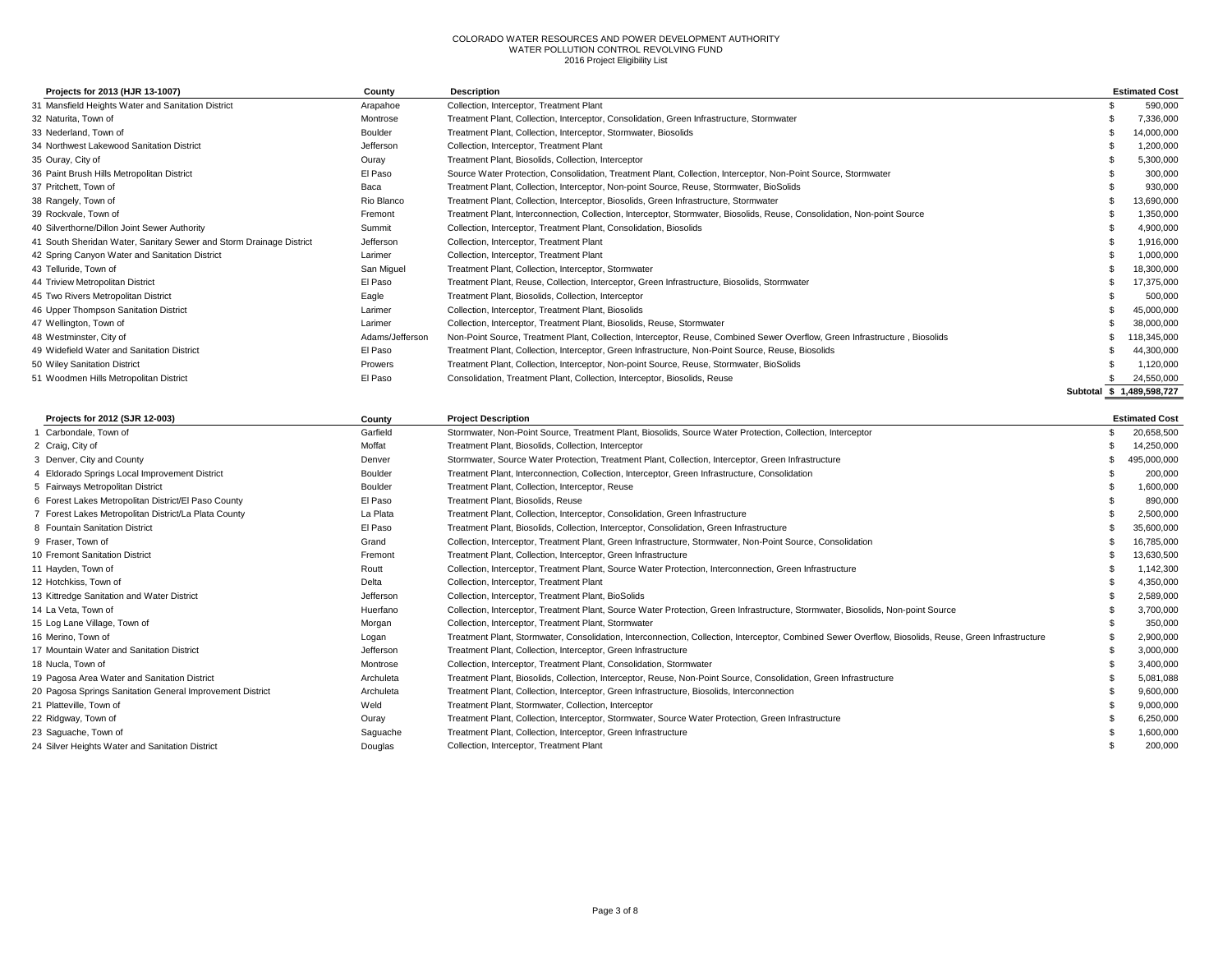COLORADO WATER RESOURCES AND POWER DEVELOPMENT AUTHORITY
WATER POLLUTION CONTROL REVOLVING FUND
2016 Project Eligibility List

| Projects for 2013 (HJR 13-1007) | County | Description | Estimated Cost |
|---|---|---|---|
| 31 Mansfield Heights Water and Sanitation District | Arapahoe | Collection, Interceptor, Treatment Plant | $ 590,000 |
| 32 Naturita, Town of | Montrose | Treatment Plant, Collection, Interceptor, Consolidation, Green Infrastructure, Stormwater | $ 7,336,000 |
| 33 Nederland, Town of | Boulder | Treatment Plant, Collection, Interceptor, Stormwater, Biosolids | $ 14,000,000 |
| 34 Northwest Lakewood Sanitation District | Jefferson | Collection, Interceptor, Treatment Plant | $ 1,200,000 |
| 35 Ouray, City of | Ouray | Treatment Plant, Biosolids, Collection, Interceptor | $ 5,300,000 |
| 36 Paint Brush Hills Metropolitan District | El Paso | Source Water Protection, Consolidation, Treatment Plant, Collection, Interceptor, Non-Point Source, Stormwater | $ 300,000 |
| 37 Pritchett, Town of | Baca | Treatment Plant, Collection, Interceptor, Non-point Source, Reuse, Stormwater, BioSolids | $ 930,000 |
| 38 Rangely, Town of | Rio Blanco | Treatment Plant, Collection, Interceptor, Biosolids, Green Infrastructure, Stormwater | $ 13,690,000 |
| 39 Rockvale, Town of | Fremont | Treatment Plant, Interconnection, Collection, Interceptor, Stormwater, Biosolids, Reuse, Consolidation, Non-point Source | $ 1,350,000 |
| 40 Silverthorne/Dillon Joint Sewer Authority | Summit | Collection, Interceptor, Treatment Plant, Consolidation, Biosolids | $ 4,900,000 |
| 41 South Sheridan Water, Sanitary Sewer and Storm Drainage District | Jefferson | Collection, Interceptor, Treatment Plant | $ 1,916,000 |
| 42 Spring Canyon Water and Sanitation District | Larimer | Collection, Interceptor, Treatment Plant | $ 1,000,000 |
| 43 Telluride, Town of | San Miguel | Treatment Plant, Collection, Interceptor, Stormwater | $ 18,300,000 |
| 44 Triview Metropolitan District | El Paso | Treatment Plant, Reuse, Collection, Interceptor, Green Infrastructure, Biosolids, Stormwater | $ 17,375,000 |
| 45 Two Rivers Metropolitan District | Eagle | Treatment Plant, Biosolids, Collection, Interceptor | $ 500,000 |
| 46 Upper Thompson Sanitation District | Larimer | Collection, Interceptor, Treatment Plant, Biosolids | $ 45,000,000 |
| 47 Wellington, Town of | Larimer | Collection, Interceptor, Treatment Plant, Biosolids, Reuse, Stormwater | $ 38,000,000 |
| 48 Westminster, City of | Adams/Jefferson | Non-Point Source, Treatment Plant, Collection, Interceptor, Reuse, Combined Sewer Overflow, Green Infrastructure , Biosolids | $ 118,345,000 |
| 49 Widefield Water and Sanitation District | El Paso | Treatment Plant, Collection, Interceptor, Green Infrastructure, Non-Point Source, Reuse, Biosolids | $ 44,300,000 |
| 50 Wiley Sanitation District | Prowers | Treatment Plant, Collection, Interceptor, Non-point Source, Reuse, Stormwater, BioSolids | $ 1,120,000 |
| 51 Woodmen Hills Metropolitan District | El Paso | Consolidation, Treatment Plant, Collection, Interceptor, Biosolids, Reuse | $ 24,550,000 |
| | | Subtotal | $ 1,489,598,727 |

| Projects for 2012 (SJR 12-003) | County | Project Description | Estimated Cost |
|---|---|---|---|
| 1 Carbondale, Town of | Garfield | Stormwater, Non-Point Source, Treatment Plant, Biosolids, Source Water Protection, Collection, Interceptor | $ 20,658,500 |
| 2 Craig, City of | Moffat | Treatment Plant, Biosolids, Collection, Interceptor | $ 14,250,000 |
| 3 Denver, City and County | Denver | Stormwater, Source Water Protection, Treatment Plant, Collection, Interceptor, Green Infrastructure | $ 495,000,000 |
| 4 Eldorado Springs Local Improvement District | Boulder | Treatment Plant, Interconnection, Collection, Interceptor, Green Infrastructure, Consolidation | $ 200,000 |
| 5 Fairways Metropolitan District | Boulder | Treatment Plant, Collection, Interceptor, Reuse | $ 1,600,000 |
| 6 Forest Lakes Metropolitan District/El Paso County | El Paso | Treatment Plant, Biosolids, Reuse | $ 890,000 |
| 7 Forest Lakes Metropolitan District/La Plata County | La Plata | Treatment Plant, Collection, Interceptor, Consolidation, Green Infrastructure | $ 2,500,000 |
| 8 Fountain Sanitation District | El Paso | Treatment Plant, Biosolids, Collection, Interceptor, Consolidation, Green Infrastructure | $ 35,600,000 |
| 9 Fraser, Town of | Grand | Collection, Interceptor, Treatment Plant, Green Infrastructure, Stormwater, Non-Point Source, Consolidation | $ 16,785,000 |
| 10 Fremont Sanitation District | Fremont | Treatment Plant, Collection, Interceptor, Green Infrastructure | $ 13,630,500 |
| 11 Hayden, Town of | Routt | Collection, Interceptor, Treatment Plant, Source Water Protection, Interconnection, Green Infrastructure | $ 1,142,300 |
| 12 Hotchkiss, Town of | Delta | Collection, Interceptor, Treatment Plant | $ 4,350,000 |
| 13 Kittredge Sanitation and Water District | Jefferson | Collection, Interceptor, Treatment Plant, BioSolids | $ 2,589,000 |
| 14 La Veta, Town of | Huerfano | Collection, Interceptor, Treatment Plant, Source Water Protection, Green Infrastructure, Stormwater, Biosolids, Non-point Source | $ 3,700,000 |
| 15 Log Lane Village, Town of | Morgan | Collection, Interceptor, Treatment Plant, Stormwater | $ 350,000 |
| 16 Merino, Town of | Logan | Treatment Plant, Stormwater, Consolidation, Interconnection, Collection, Interceptor, Combined Sewer Overflow, Biosolids, Reuse, Green Infrastructure | $ 2,900,000 |
| 17 Mountain Water and Sanitation District | Jefferson | Treatment Plant, Collection, Interceptor, Green Infrastructure | $ 3,000,000 |
| 18 Nucla, Town of | Montrose | Collection, Interceptor, Treatment Plant, Consolidation, Stormwater | $ 3,400,000 |
| 19 Pagosa Area Water and Sanitation District | Archuleta | Treatment Plant, Biosolids, Collection, Interceptor, Reuse, Non-Point Source, Consolidation, Green Infrastructure | $ 5,081,088 |
| 20 Pagosa Springs Sanitation General Improvement District | Archuleta | Treatment Plant, Collection, Interceptor, Green Infrastructure, Biosolids, Interconnection | $ 9,600,000 |
| 21 Platteville, Town of | Weld | Treatment Plant, Stormwater, Collection, Interceptor | $ 9,000,000 |
| 22 Ridgway, Town of | Ouray | Treatment Plant, Collection, Interceptor, Stormwater, Source Water Protection, Green Infrastructure | $ 6,250,000 |
| 23 Saguache, Town of | Saguache | Treatment Plant, Collection, Interceptor, Green Infrastructure | $ 1,600,000 |
| 24 Silver Heights Water and Sanitation District | Douglas | Collection, Interceptor, Treatment Plant | $ 200,000 |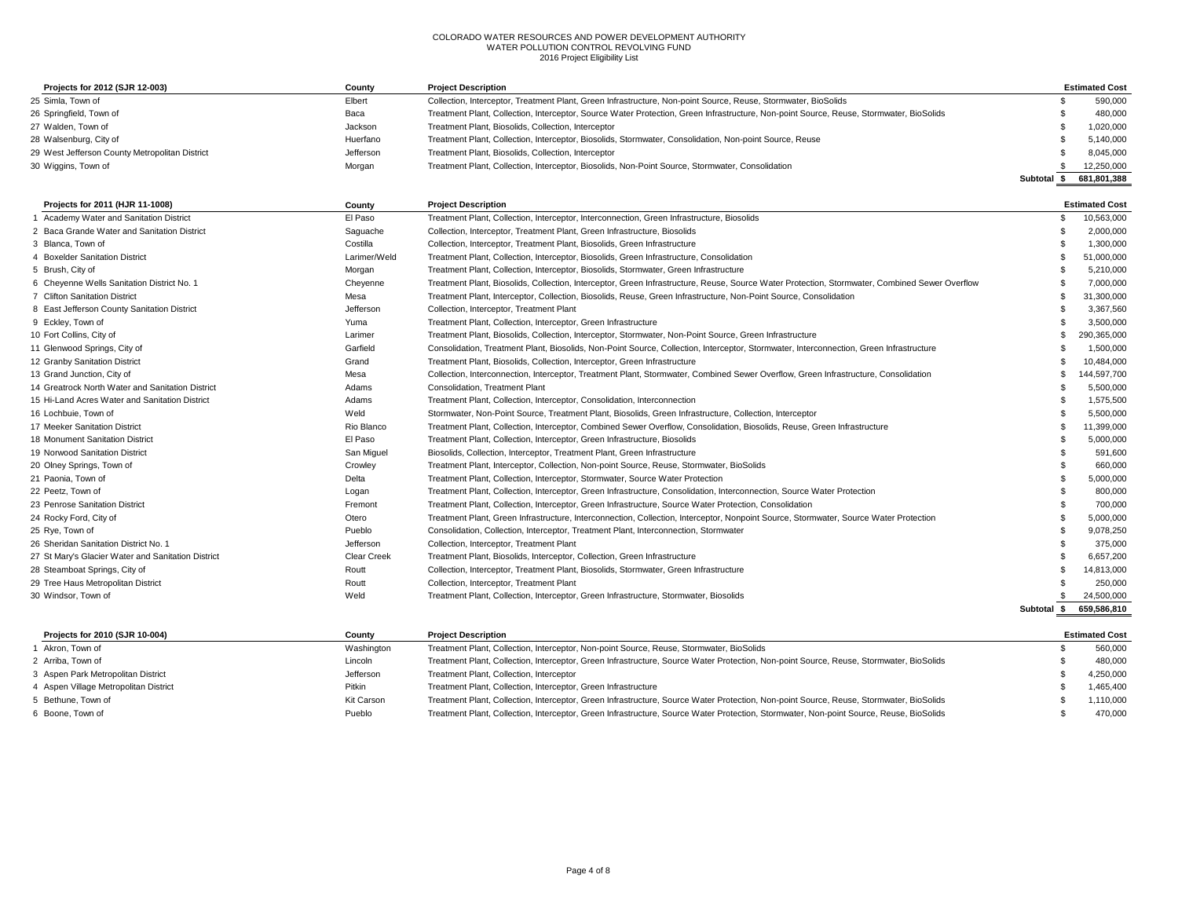COLORADO WATER RESOURCES AND POWER DEVELOPMENT AUTHORITY
WATER POLLUTION CONTROL REVOLVING FUND
2016 Project Eligibility List

| Projects for 2012 (SJR 12-003) | County | Project Description | Estimated Cost |
|---|---|---|---|
| 25 Simla, Town of | Elbert | Collection, Interceptor, Treatment Plant, Green Infrastructure, Non-point Source, Reuse, Stormwater, BioSolids | $ 590,000 |
| 26 Springfield, Town of | Baca | Treatment Plant, Collection, Interceptor, Source Water Protection, Green Infrastructure, Non-point Source, Reuse, Stormwater, BioSolids | $ 480,000 |
| 27 Walden, Town of | Jackson | Treatment Plant, Biosolids, Collection, Interceptor | $ 1,020,000 |
| 28 Walsenburg, City of | Huerfano | Treatment Plant, Collection, Interceptor, Biosolids, Stormwater, Consolidation, Non-point Source, Reuse | $ 5,140,000 |
| 29 West Jefferson County Metropolitan District | Jefferson | Treatment Plant, Biosolids, Collection, Interceptor | $ 8,045,000 |
| 30 Wiggins, Town of | Morgan | Treatment Plant, Collection, Interceptor, Biosolids, Non-Point Source, Stormwater, Consolidation | $ 12,250,000 |
| | | Subtotal | $ 681,801,388 |

| Projects for 2011 (HJR 11-1008) | County | Project Description | Estimated Cost |
|---|---|---|---|
| 1 Academy Water and Sanitation District | El Paso | Treatment Plant, Collection, Interceptor, Interconnection, Green Infrastructure, Biosolids | $ 10,563,000 |
| 2 Baca Grande Water and Sanitation District | Saguache | Collection, Interceptor, Treatment Plant, Green Infrastructure, Biosolids | $ 2,000,000 |
| 3 Blanca, Town of | Costilla | Collection, Interceptor, Treatment Plant, Biosolids, Green Infrastructure | $ 1,300,000 |
| 4 Boxelder Sanitation District | Larimer/Weld | Treatment Plant, Collection, Interceptor, Biosolids, Green Infrastructure, Consolidation | $ 51,000,000 |
| 5 Brush, City of | Morgan | Treatment Plant, Collection, Interceptor, Biosolids, Stormwater, Green Infrastructure | $ 5,210,000 |
| 6 Cheyenne Wells Sanitation District No. 1 | Cheyenne | Treatment Plant, Biosolids, Collection, Interceptor, Green Infrastructure, Reuse, Source Water Protection, Stormwater, Combined Sewer Overflow | $ 7,000,000 |
| 7 Clifton Sanitation District | Mesa | Treatment Plant, Interceptor, Collection, Biosolids, Reuse, Green Infrastructure, Non-Point Source, Consolidation | $ 31,300,000 |
| 8 East Jefferson County Sanitation District | Jefferson | Collection, Interceptor, Treatment Plant | $ 3,367,560 |
| 9 Eckley, Town of | Yuma | Treatment Plant, Collection, Interceptor, Green Infrastructure | $ 3,500,000 |
| 10 Fort Collins, City of | Larimer | Treatment Plant, Biosolids, Collection, Interceptor, Stormwater, Non-Point Source, Green Infrastructure | $ 290,365,000 |
| 11 Glenwood Springs, City of | Garfield | Consolidation, Treatment Plant, Biosolids, Non-Point Source, Collection, Interceptor, Stormwater, Interconnection, Green Infrastructure | $ 1,500,000 |
| 12 Granby Sanitation District | Grand | Treatment Plant, Biosolids, Collection, Interceptor, Green Infrastructure | $ 10,484,000 |
| 13 Grand Junction, City of | Mesa | Collection, Interconnection, Interceptor, Treatment Plant, Stormwater, Combined Sewer Overflow, Green Infrastructure, Consolidation | $ 144,597,700 |
| 14 Greatrock North Water and Sanitation District | Adams | Consolidation, Treatment Plant | $ 5,500,000 |
| 15 Hi-Land Acres Water and Sanitation District | Adams | Treatment Plant, Collection, Interceptor, Consolidation, Interconnection | $ 1,575,500 |
| 16 Lochbuie, Town of | Weld | Stormwater, Non-Point Source, Treatment Plant, Biosolids, Green Infrastructure, Collection, Interceptor | $ 5,500,000 |
| 17 Meeker Sanitation District | Rio Blanco | Treatment Plant, Collection, Interceptor, Combined Sewer Overflow, Consolidation, Biosolids, Reuse, Green Infrastructure | $ 11,399,000 |
| 18 Monument Sanitation District | El Paso | Treatment Plant, Collection, Interceptor, Green Infrastructure, Biosolids | $ 5,000,000 |
| 19 Norwood Sanitation District | San Miguel | Biosolids, Collection, Interceptor, Treatment Plant, Green Infrastructure | $ 591,600 |
| 20 Olney Springs, Town of | Crowley | Treatment Plant, Interceptor, Collection, Non-point Source, Reuse, Stormwater, BioSolids | $ 660,000 |
| 21 Paonia, Town of | Delta | Treatment Plant, Collection, Interceptor, Stormwater, Source Water Protection | $ 5,000,000 |
| 22 Peetz, Town of | Logan | Treatment Plant, Collection, Interceptor, Green Infrastructure, Consolidation, Interconnection, Source Water Protection | $ 800,000 |
| 23 Penrose Sanitation District | Fremont | Treatment Plant, Collection, Interceptor, Green Infrastructure, Source Water Protection, Consolidation | $ 700,000 |
| 24 Rocky Ford, City of | Otero | Treatment Plant, Green Infrastructure, Interconnection, Collection, Interceptor, Nonpoint Source, Stormwater, Source Water Protection | $ 5,000,000 |
| 25 Rye, Town of | Pueblo | Consolidation, Collection, Interceptor, Treatment Plant, Interconnection, Stormwater | $ 9,078,250 |
| 26 Sheridan Sanitation District No. 1 | Jefferson | Collection, Interceptor, Treatment Plant | $ 375,000 |
| 27 St Mary's Glacier Water and Sanitation District | Clear Creek | Treatment Plant, Biosolids, Interceptor, Collection, Green Infrastructure | $ 6,657,200 |
| 28 Steamboat Springs, City of | Routt | Collection, Interceptor, Treatment Plant, Biosolids, Stormwater, Green Infrastructure | $ 14,813,000 |
| 29 Tree Haus Metropolitan District | Routt | Collection, Interceptor, Treatment Plant | $ 250,000 |
| 30 Windsor, Town of | Weld | Treatment Plant, Collection, Interceptor, Green Infrastructure, Stormwater, Biosolids | $ 24,500,000 |
| | | Subtotal | $ 659,586,810 |

| Projects for 2010 (SJR 10-004) | County | Project Description | Estimated Cost |
|---|---|---|---|
| 1 Akron, Town of | Washington | Treatment Plant, Collection, Interceptor, Non-point Source, Reuse, Stormwater, BioSolids | $ 560,000 |
| 2 Arriba, Town of | Lincoln | Treatment Plant, Collection, Interceptor, Green Infrastructure, Source Water Protection, Non-point Source, Reuse, Stormwater, BioSolids | $ 480,000 |
| 3 Aspen Park Metropolitan District | Jefferson | Treatment Plant, Collection, Interceptor | $ 4,250,000 |
| 4 Aspen Village Metropolitan District | Pitkin | Treatment Plant, Collection, Interceptor, Green Infrastructure | $ 1,465,400 |
| 5 Bethune, Town of | Kit Carson | Treatment Plant, Collection, Interceptor, Green Infrastructure, Source Water Protection, Non-point Source, Reuse, Stormwater, BioSolids | $ 1,110,000 |
| 6 Boone, Town of | Pueblo | Treatment Plant, Collection, Interceptor, Green Infrastructure, Source Water Protection, Stormwater, Non-point Source, Reuse, BioSolids | $ 470,000 |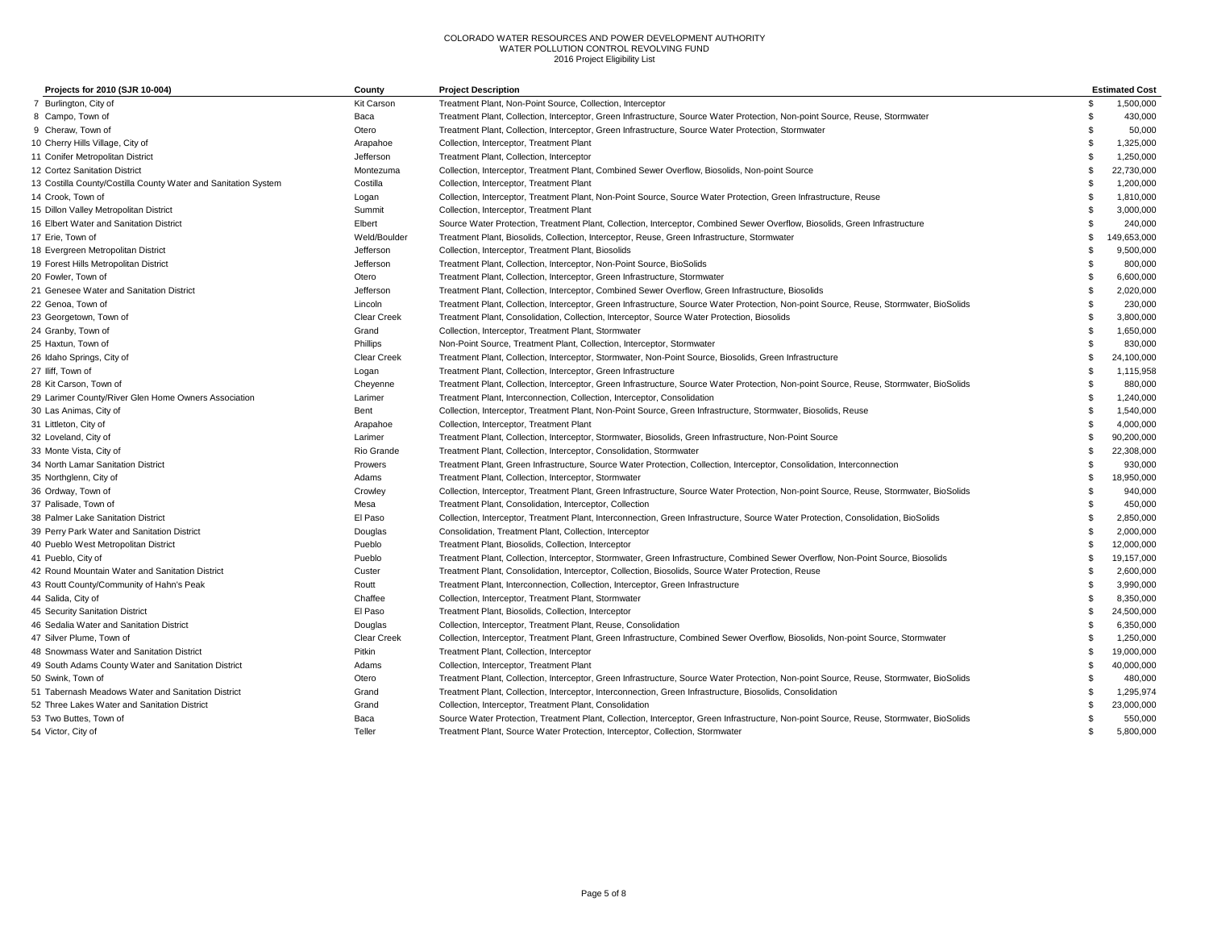COLORADO WATER RESOURCES AND POWER DEVELOPMENT AUTHORITY
WATER POLLUTION CONTROL REVOLVING FUND
2016 Project Eligibility List

| | Projects for 2010 (SJR 10-004) | County | Project Description | Estimated Cost |
|---|---|---|---|---|
| 7 | Burlington, City of | Kit Carson | Treatment Plant, Non-Point Source, Collection, Interceptor | $ 1,500,000 |
| 8 | Campo, Town of | Baca | Treatment Plant, Collection, Interceptor, Green Infrastructure, Source Water Protection, Non-point Source, Reuse, Stormwater | $ 430,000 |
| 9 | Cheraw, Town of | Otero | Treatment Plant, Collection, Interceptor, Green Infrastructure, Source Water Protection, Stormwater | $ 50,000 |
| 10 | Cherry Hills Village, City of | Arapahoe | Collection, Interceptor, Treatment Plant | $ 1,325,000 |
| 11 | Conifer Metropolitan District | Jefferson | Treatment Plant, Collection, Interceptor | $ 1,250,000 |
| 12 | Cortez Sanitation District | Montezuma | Collection, Interceptor, Treatment Plant, Combined Sewer Overflow, Biosolids, Non-point Source | $ 22,730,000 |
| 13 | Costilla County/Costilla County Water and Sanitation System | Costilla | Collection, Interceptor, Treatment Plant | $ 1,200,000 |
| 14 | Crook, Town of | Logan | Collection, Interceptor, Treatment Plant, Non-Point Source, Source Water Protection, Green Infrastructure, Reuse | $ 1,810,000 |
| 15 | Dillon Valley Metropolitan District | Summit | Collection, Interceptor, Treatment Plant | $ 3,000,000 |
| 16 | Elbert Water and Sanitation District | Elbert | Source Water Protection, Treatment Plant, Collection, Interceptor, Combined Sewer Overflow, Biosolids, Green Infrastructure | $ 240,000 |
| 17 | Erie, Town of | Weld/Boulder | Treatment Plant, Biosolids, Collection, Interceptor, Reuse, Green Infrastructure, Stormwater | $ 149,653,000 |
| 18 | Evergreen Metropolitan District | Jefferson | Collection, Interceptor, Treatment Plant, Biosolids | $ 9,500,000 |
| 19 | Forest Hills Metropolitan District | Jefferson | Treatment Plant, Collection, Interceptor, Non-Point Source, BioSolids | $ 800,000 |
| 20 | Fowler, Town of | Otero | Treatment Plant, Collection, Interceptor, Green Infrastructure, Stormwater | $ 6,600,000 |
| 21 | Genesee Water and Sanitation District | Jefferson | Treatment Plant, Collection, Interceptor, Combined Sewer Overflow, Green Infrastructure, Biosolids | $ 2,020,000 |
| 22 | Genoa, Town of | Lincoln | Treatment Plant, Collection, Interceptor, Green Infrastructure, Source Water Protection, Non-point Source, Reuse, Stormwater, BioSolids | $ 230,000 |
| 23 | Georgetown, Town of | Clear Creek | Treatment Plant, Consolidation, Collection, Interceptor, Source Water Protection, Biosolids | $ 3,800,000 |
| 24 | Granby, Town of | Grand | Collection, Interceptor, Treatment Plant, Stormwater | $ 1,650,000 |
| 25 | Haxtun, Town of | Phillips | Non-Point Source, Treatment Plant, Collection, Interceptor, Stormwater | $ 830,000 |
| 26 | Idaho Springs, City of | Clear Creek | Treatment Plant, Collection, Interceptor, Stormwater, Non-Point Source, Biosolids, Green Infrastructure | $ 24,100,000 |
| 27 | Iliff, Town of | Logan | Treatment Plant, Collection, Interceptor, Green Infrastructure | $ 1,115,958 |
| 28 | Kit Carson, Town of | Cheyenne | Treatment Plant, Collection, Interceptor, Green Infrastructure, Source Water Protection, Non-point Source, Reuse, Stormwater, BioSolids | $ 880,000 |
| 29 | Larimer County/River Glen Home Owners Association | Larimer | Treatment Plant, Interconnection, Collection, Interceptor, Consolidation | $ 1,240,000 |
| 30 | Las Animas, City of | Bent | Collection, Interceptor, Treatment Plant, Non-Point Source, Green Infrastructure, Stormwater, Biosolids, Reuse | $ 1,540,000 |
| 31 | Littleton, City of | Arapahoe | Collection, Interceptor, Treatment Plant | $ 4,000,000 |
| 32 | Loveland, City of | Larimer | Treatment Plant, Collection, Interceptor, Stormwater, Biosolids, Green Infrastructure, Non-Point Source | $ 90,200,000 |
| 33 | Monte Vista, City of | Rio Grande | Treatment Plant, Collection, Interceptor, Consolidation, Stormwater | $ 22,308,000 |
| 34 | North Lamar Sanitation District | Prowers | Treatment Plant, Green Infrastructure, Source Water Protection, Collection, Interceptor, Consolidation, Interconnection | $ 930,000 |
| 35 | Northglenn, City of | Adams | Treatment Plant, Collection, Interceptor, Stormwater | $ 18,950,000 |
| 36 | Ordway, Town of | Crowley | Collection, Interceptor, Treatment Plant, Green Infrastructure, Source Water Protection, Non-point Source, Reuse, Stormwater, BioSolids | $ 940,000 |
| 37 | Palisade, Town of | Mesa | Treatment Plant, Consolidation, Interceptor, Collection | $ 450,000 |
| 38 | Palmer Lake Sanitation District | El Paso | Collection, Interceptor, Treatment Plant, Interconnection, Green Infrastructure, Source Water Protection, Consolidation, BioSolids | $ 2,850,000 |
| 39 | Perry Park Water and Sanitation District | Douglas | Consolidation, Treatment Plant, Collection, Interceptor | $ 2,000,000 |
| 40 | Pueblo West Metropolitan District | Pueblo | Treatment Plant, Biosolids, Collection, Interceptor | $ 12,000,000 |
| 41 | Pueblo, City of | Pueblo | Treatment Plant, Collection, Interceptor, Stormwater, Green Infrastructure, Combined Sewer Overflow, Non-Point Source, Biosolids | $ 19,157,000 |
| 42 | Round Mountain Water and Sanitation District | Custer | Treatment Plant, Consolidation, Interceptor, Collection, Biosolids, Source Water Protection, Reuse | $ 2,600,000 |
| 43 | Routt County/Community of Hahn's Peak | Routt | Treatment Plant, Interconnection, Collection, Interceptor, Green Infrastructure | $ 3,990,000 |
| 44 | Salida, City of | Chaffee | Collection, Interceptor, Treatment Plant, Stormwater | $ 8,350,000 |
| 45 | Security Sanitation District | El Paso | Treatment Plant, Biosolids, Collection, Interceptor | $ 24,500,000 |
| 46 | Sedalia Water and Sanitation District | Douglas | Collection, Interceptor, Treatment Plant, Reuse, Consolidation | $ 6,350,000 |
| 47 | Silver Plume, Town of | Clear Creek | Collection, Interceptor, Treatment Plant, Green Infrastructure, Combined Sewer Overflow, Biosolids, Non-point Source, Stormwater | $ 1,250,000 |
| 48 | Snowmass Water and Sanitation District | Pitkin | Treatment Plant, Collection, Interceptor | $ 19,000,000 |
| 49 | South Adams County Water and Sanitation District | Adams | Collection, Interceptor, Treatment Plant | $ 40,000,000 |
| 50 | Swink, Town of | Otero | Treatment Plant, Collection, Interceptor, Green Infrastructure, Source Water Protection, Non-point Source, Reuse, Stormwater, BioSolids | $ 480,000 |
| 51 | Tabernash Meadows Water and Sanitation District | Grand | Treatment Plant, Collection, Interceptor, Interconnection, Green Infrastructure, Biosolids, Consolidation | $ 1,295,974 |
| 52 | Three Lakes Water and Sanitation District | Grand | Collection, Interceptor, Treatment Plant, Consolidation | $ 23,000,000 |
| 53 | Two Buttes, Town of | Baca | Source Water Protection, Treatment Plant, Collection, Interceptor, Green Infrastructure, Non-point Source, Reuse, Stormwater, BioSolids | $ 550,000 |
| 54 | Victor, City of | Teller | Treatment Plant, Source Water Protection, Interceptor, Collection, Stormwater | $ 5,800,000 |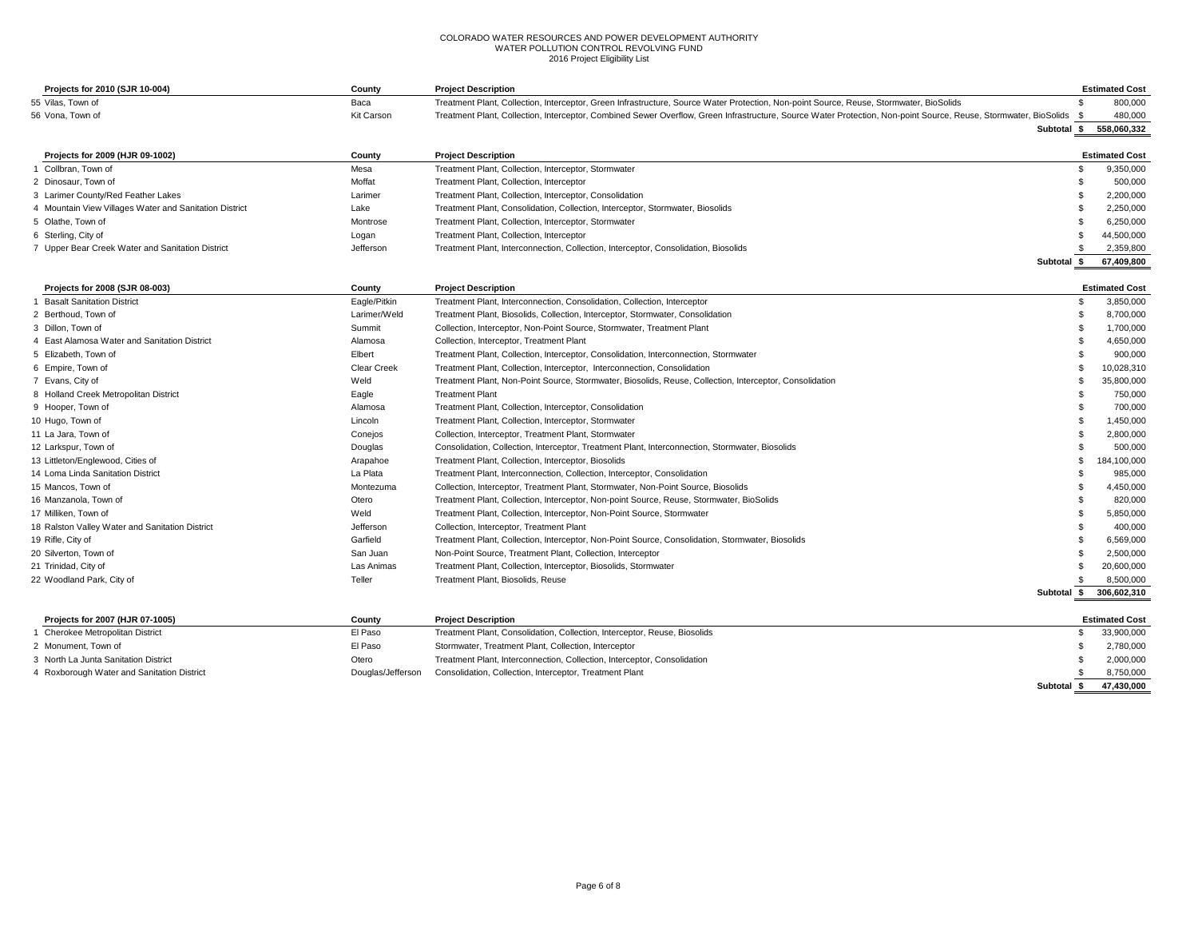COLORADO WATER RESOURCES AND POWER DEVELOPMENT AUTHORITY
WATER POLLUTION CONTROL REVOLVING FUND
2016 Project Eligibility List

| Projects for 2010 (SJR 10-004) | County | Project Description | Estimated Cost |
|---|---|---|---|
| 55 Vilas, Town of | Baca | Treatment Plant, Collection, Interceptor, Green Infrastructure, Source Water Protection, Non-point Source, Reuse, Stormwater, BioSolids | $ 800,000 |
| 56 Vona, Town of | Kit Carson | Treatment Plant, Collection, Interceptor, Combined Sewer Overflow, Green Infrastructure, Source Water Protection, Non-point Source, Reuse, Stormwater, BioSolids | $ 480,000 |
| | | Subtotal | $ 558,060,332 |

| Projects for 2009 (HJR 09-1002) | County | Project Description | Estimated Cost |
|---|---|---|---|
| 1 Collbran, Town of | Mesa | Treatment Plant, Collection, Interceptor, Stormwater | $ 9,350,000 |
| 2 Dinosaur, Town of | Moffat | Treatment Plant, Collection, Interceptor | $ 500,000 |
| 3 Larimer County/Red Feather Lakes | Larimer | Treatment Plant, Collection, Interceptor, Consolidation | $ 2,200,000 |
| 4 Mountain View Villages Water and Sanitation District | Lake | Treatment Plant, Consolidation, Collection, Interceptor, Stormwater, Biosolids | $ 2,250,000 |
| 5 Olathe, Town of | Montrose | Treatment Plant, Collection, Interceptor, Stormwater | $ 6,250,000 |
| 6 Sterling, City of | Logan | Treatment Plant, Collection, Interceptor | $ 44,500,000 |
| 7 Upper Bear Creek Water and Sanitation District | Jefferson | Treatment Plant, Interconnection, Collection, Interceptor, Consolidation, Biosolids | $ 2,359,800 |
| | | Subtotal | $ 67,409,800 |

| Projects for 2008 (SJR 08-003) | County | Project Description | Estimated Cost |
|---|---|---|---|
| 1 Basalt Sanitation District | Eagle/Pitkin | Treatment Plant, Interconnection, Consolidation, Collection, Interceptor | $ 3,850,000 |
| 2 Berthoud, Town of | Larimer/Weld | Treatment Plant, Biosolids, Collection, Interceptor, Stormwater, Consolidation | $ 8,700,000 |
| 3 Dillon, Town of | Summit | Collection, Interceptor, Non-Point Source, Stormwater, Treatment Plant | $ 1,700,000 |
| 4 East Alamosa Water and Sanitation District | Alamosa | Collection, Interceptor, Treatment Plant | $ 4,650,000 |
| 5 Elizabeth, Town of | Elbert | Treatment Plant, Collection, Interceptor, Consolidation, Interconnection, Stormwater | $ 900,000 |
| 6 Empire, Town of | Clear Creek | Treatment Plant, Collection, Interceptor, Interconnection, Consolidation | $ 10,028,310 |
| 7 Evans, City of | Weld | Treatment Plant, Non-Point Source, Stormwater, Biosolids, Reuse, Collection, Interceptor, Consolidation | $ 35,800,000 |
| 8 Holland Creek Metropolitan District | Eagle | Treatment Plant | $ 750,000 |
| 9 Hooper, Town of | Alamosa | Treatment Plant, Collection, Interceptor, Consolidation | $ 700,000 |
| 10 Hugo, Town of | Lincoln | Treatment Plant, Collection, Interceptor, Stormwater | $ 1,450,000 |
| 11 La Jara, Town of | Conejos | Collection, Interceptor, Treatment Plant, Stormwater | $ 2,800,000 |
| 12 Larkspur, Town of | Douglas | Consolidation, Collection, Interceptor, Treatment Plant, Interconnection, Stormwater, Biosolids | $ 500,000 |
| 13 Littleton/Englewood, Cities of | Arapahoe | Treatment Plant, Collection, Interceptor, Biosolids | $ 184,100,000 |
| 14 Loma Linda Sanitation District | La Plata | Treatment Plant, Interconnection, Collection, Interceptor, Consolidation | $ 985,000 |
| 15 Mancos, Town of | Montezuma | Collection, Interceptor, Treatment Plant, Stormwater, Non-Point Source, Biosolids | $ 4,450,000 |
| 16 Manzanola, Town of | Otero | Treatment Plant, Collection, Interceptor, Non-point Source, Reuse, Stormwater, BioSolids | $ 820,000 |
| 17 Milliken, Town of | Weld | Treatment Plant, Collection, Interceptor, Non-Point Source, Stormwater | $ 5,850,000 |
| 18 Ralston Valley Water and Sanitation District | Jefferson | Collection, Interceptor, Treatment Plant | $ 400,000 |
| 19 Rifle, City of | Garfield | Treatment Plant, Collection, Interceptor, Non-Point Source, Consolidation, Stormwater, Biosolids | $ 6,569,000 |
| 20 Silverton, Town of | San Juan | Non-Point Source, Treatment Plant, Collection, Interceptor | $ 2,500,000 |
| 21 Trinidad, City of | Las Animas | Treatment Plant, Collection, Interceptor, Biosolids, Stormwater | $ 20,600,000 |
| 22 Woodland Park, City of | Teller | Treatment Plant, Biosolids, Reuse | $ 8,500,000 |
| | | Subtotal | $ 306,602,310 |

| Projects for 2007 (HJR 07-1005) | County | Project Description | Estimated Cost |
|---|---|---|---|
| 1 Cherokee Metropolitan District | El Paso | Treatment Plant, Consolidation, Collection, Interceptor, Reuse, Biosolids | $ 33,900,000 |
| 2 Monument, Town of | El Paso | Stormwater, Treatment Plant, Collection, Interceptor | $ 2,780,000 |
| 3 North La Junta Sanitation District | Otero | Treatment Plant, Interconnection, Collection, Interceptor, Consolidation | $ 2,000,000 |
| 4 Roxborough Water and Sanitation District | Douglas/Jefferson | Consolidation, Collection, Interceptor, Treatment Plant | $ 8,750,000 |
| | | Subtotal | $ 47,430,000 |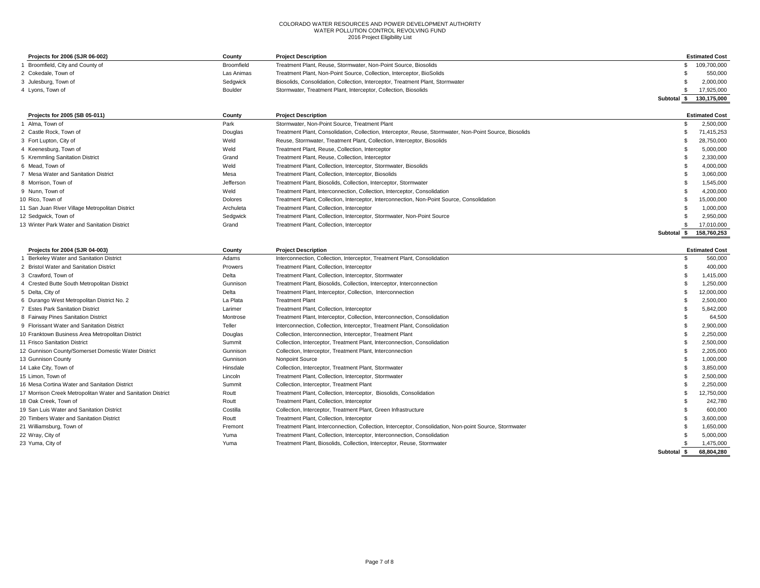COLORADO WATER RESOURCES AND POWER DEVELOPMENT AUTHORITY
WATER POLLUTION CONTROL REVOLVING FUND
2016 Project Eligibility List

| | Projects for 2006 (SJR 06-002) | County | Project Description | Estimated Cost |
|---|---|---|---|---|
| 1 | Broomfield, City and County of | Broomfield | Treatment Plant, Reuse, Stormwater, Non-Point Source, Biosolids | $ 109,700,000 |
| 2 | Cokedale, Town of | Las Animas | Treatment Plant, Non-Point Source, Collection, Interceptor, BioSolids | $ 550,000 |
| 3 | Julesburg, Town of | Sedgwick | Biosolids, Consolidation, Collection, Interceptor, Treatment Plant, Stormwater | $ 2,000,000 |
| 4 | Lyons, Town of | Boulder | Stormwater, Treatment Plant, Interceptor, Collection, Biosolids | $ 17,925,000 |
| | | | Subtotal | $ 130,175,000 |

| | Projects for 2005 (SB 05-011) | County | Project Description | Estimated Cost |
|---|---|---|---|---|
| 1 | Alma, Town of | Park | Stormwater, Non-Point Source, Treatment Plant | $ 2,500,000 |
| 2 | Castle Rock, Town of | Douglas | Treatment Plant, Consolidation, Collection, Interceptor, Reuse, Stormwater, Non-Point Source, Biosolids | $ 71,415,253 |
| 3 | Fort Lupton, City of | Weld | Reuse, Stormwater, Treatment Plant, Collection, Interceptor, Biosolids | $ 28,750,000 |
| 4 | Keenesburg, Town of | Weld | Treatment Plant, Reuse, Collection, Interceptor | $ 5,000,000 |
| 5 | Kremmling Sanitation District | Grand | Treatment Plant, Reuse, Collection, Interceptor | $ 2,330,000 |
| 6 | Mead, Town of | Weld | Treatment Plant, Collection, Interceptor, Stormwater, Biosolids | $ 4,000,000 |
| 7 | Mesa Water and Sanitation District | Mesa | Treatment Plant, Collection, Interceptor, Biosolids | $ 3,060,000 |
| 8 | Morrison, Town of | Jefferson | Treatment Plant, Biosolids, Collection, Interceptor, Stormwater | $ 1,545,000 |
| 9 | Nunn, Town of | Weld | Treatment Plant, Interconnection, Collection, Interceptor, Consolidation | $ 4,200,000 |
| 10 | Rico, Town of | Dolores | Treatment Plant, Collection, Interceptor, Interconnection, Non-Point Source, Consolidation | $ 15,000,000 |
| 11 | San Juan River Village Metropolitan District | Archuleta | Treatment Plant, Collection, Interceptor | $ 1,000,000 |
| 12 | Sedgwick, Town of | Sedgwick | Treatment Plant, Collection, Interceptor, Stormwater, Non-Point Source | $ 2,950,000 |
| 13 | Winter Park Water and Sanitation District | Grand | Treatment Plant, Collection, Interceptor | $ 17,010,000 |
| | | | Subtotal | $ 158,760,253 |

| | Projects for 2004 (SJR 04-003) | County | Project Description | Estimated Cost |
|---|---|---|---|---|
| 1 | Berkeley Water and Sanitation District | Adams | Interconnection, Collection, Interceptor, Treatment Plant, Consolidation | $ 560,000 |
| 2 | Bristol Water and Sanitation District | Prowers | Treatment Plant, Collection, Interceptor | $ 400,000 |
| 3 | Crawford, Town of | Delta | Treatment Plant, Collection, Interceptor, Stormwater | $ 1,415,000 |
| 4 | Crested Butte South Metropolitan District | Gunnison | Treatment Plant, Biosolids, Collection, Interceptor, Interconnection | $ 1,250,000 |
| 5 | Delta, City of | Delta | Treatment Plant, Interceptor, Collection, Interconnection | $ 12,000,000 |
| 6 | Durango West Metropolitan District No. 2 | La Plata | Treatment Plant | $ 2,500,000 |
| 7 | Estes Park Sanitation District | Larimer | Treatment Plant, Collection, Interceptor | $ 5,842,000 |
| 8 | Fairway Pines Sanitation District | Montrose | Treatment Plant, Interceptor, Collection, Interconnection, Consolidation | $ 64,500 |
| 9 | Florissant Water and Sanitation District | Teller | Interconnection, Collection, Interceptor, Treatment Plant, Consolidation | $ 2,900,000 |
| 10 | Franktown Business Area Metropolitan District | Douglas | Collection, Interconnection, Interceptor, Treatment Plant | $ 2,250,000 |
| 11 | Frisco Sanitation District | Summit | Collection, Interceptor, Treatment Plant, Interconnection, Consolidation | $ 2,500,000 |
| 12 | Gunnison County/Somerset Domestic Water District | Gunnison | Collection, Interceptor, Treatment Plant, Interconnection | $ 2,205,000 |
| 13 | Gunnison County | Gunnison | Nonpoint Source | $ 1,000,000 |
| 14 | Lake City, Town of | Hinsdale | Collection, Interceptor, Treatment Plant, Stormwater | $ 3,850,000 |
| 15 | Limon, Town of | Lincoln | Treatment Plant, Collection, Interceptor, Stormwater | $ 2,500,000 |
| 16 | Mesa Cortina Water and Sanitation District | Summit | Collection, Interceptor, Treatment Plant | $ 2,250,000 |
| 17 | Morrison Creek Metropolitan Water and Sanitation District | Routt | Treatment Plant, Collection, Interceptor, Biosolids, Consolidation | $ 12,750,000 |
| 18 | Oak Creek, Town of | Routt | Treatment Plant, Collection, Interceptor | $ 242,780 |
| 19 | San Luis Water and Sanitation District | Costilla | Collection, Interceptor, Treatment Plant, Green Infrastructure | $ 600,000 |
| 20 | Timbers Water and Sanitation District | Routt | Treatment Plant, Collection, Interceptor | $ 3,600,000 |
| 21 | Williamsburg, Town of | Fremont | Treatment Plant, Interconnection, Collection, Interceptor, Consolidation, Non-point Source, Stormwater | $ 1,650,000 |
| 22 | Wray, City of | Yuma | Treatment Plant, Collection, Interceptor, Interconnection, Consolidation | $ 5,000,000 |
| 23 | Yuma, City of | Yuma | Treatment Plant, Biosolids, Collection, Interceptor, Reuse, Stormwater | $ 1,475,000 |
| | | | Subtotal | $ 68,804,280 |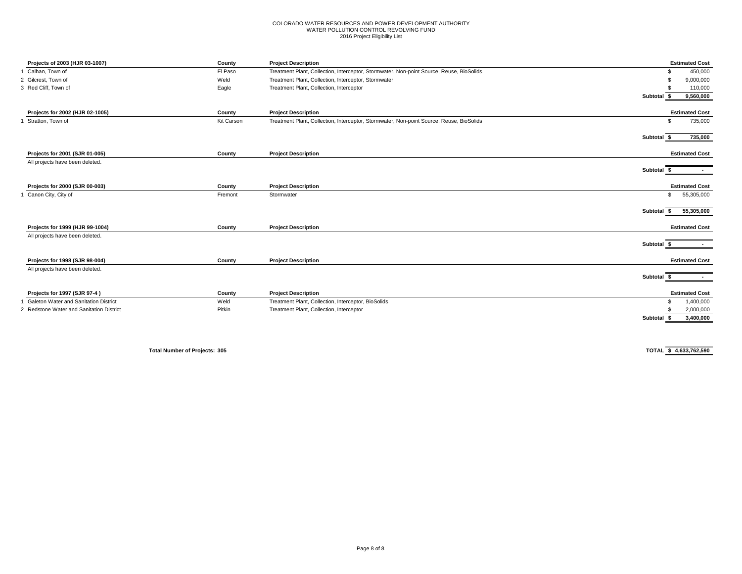COLORADO WATER RESOURCES AND POWER DEVELOPMENT AUTHORITY
WATER POLLUTION CONTROL REVOLVING FUND
2016 Project Eligibility List

| | Projects of 2003 (HJR 03-1007) | County | Project Description | Estimated Cost |
|---|---|---|---|---|
| 1 | Calhan, Town of | El Paso | Treatment Plant, Collection, Interceptor, Stormwater, Non-point Source, Reuse, BioSolids | $ 450,000 |
| 2 | Gilcrest, Town of | Weld | Treatment Plant, Collection, Interceptor, Stormwater | $ 9,000,000 |
| 3 | Red Cliff, Town of | Eagle | Treatment Plant, Collection, Interceptor | $ 110,000 |
| | | | Subtotal | $ 9,560,000 |

| | Projects for 2002 (HJR 02-1005) | County | Project Description | Estimated Cost |
|---|---|---|---|---|
| 1 | Stratton, Town of | Kit Carson | Treatment Plant, Collection, Interceptor, Stormwater, Non-point Source, Reuse, BioSolids | $ 735,000 |
| | | | Subtotal | $ 735,000 |

| | Projects for 2001 (SJR 01-005) | County | Project Description | Estimated Cost |
|---|---|---|---|---|
| | All projects have been deleted. | | | |
| | | | Subtotal | $ - |

| | Projects for 2000 (SJR 00-003) | County | Project Description | Estimated Cost |
|---|---|---|---|---|
| 1 | Canon City, City of | Fremont | Stormwater | $ 55,305,000 |
| | | | Subtotal | $ 55,305,000 |

| | Projects for 1999 (HJR 99-1004) | County | Project Description | Estimated Cost |
|---|---|---|---|---|
| | All projects have been deleted. | | | |
| | | | Subtotal | $ - |

| | Projects for 1998 (SJR 98-004) | County | Project Description | Estimated Cost |
|---|---|---|---|---|
| | All projects have been deleted. | | | |
| | | | Subtotal | $ - |

| | Projects for 1997 (SJR 97-4 ) | County | Project Description | Estimated Cost |
|---|---|---|---|---|
| 1 | Galeton Water and Sanitation District | Weld | Treatment Plant, Collection, Interceptor, BioSolids | $ 1,400,000 |
| 2 | Redstone Water and Sanitation District | Pitkin | Treatment Plant, Collection, Interceptor | $ 2,000,000 |
| | | | Subtotal | $ 3,400,000 |

**Total Number of Projects: 305**

**TOTAL $ 4,633,762,590**